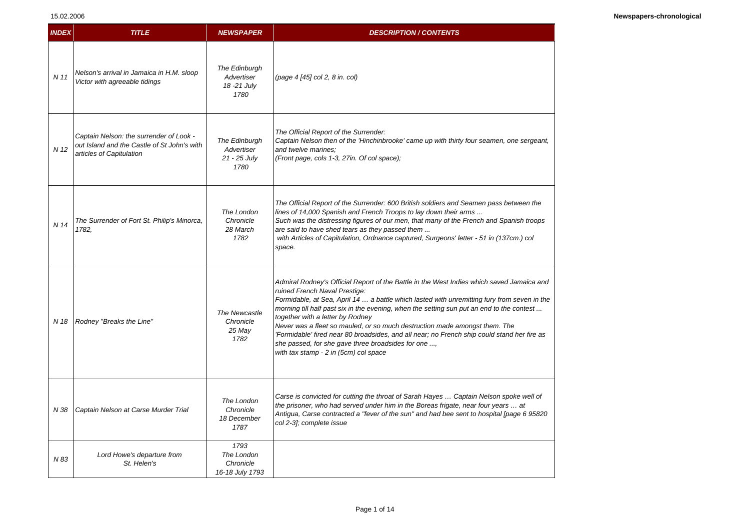| INDEX | TITLE | NEWSPAPER | DESCRIPTION / CONTENTS |
|---|---|---|---|
| N 11 | Nelson's arrival in Jamaica in H.M. sloop Victor with agreeable tidings | The Edinburgh Advertiser 18 -21 July 1780 | (page 4 [45] col 2, 8 in. col) |
| N 12 | Captain Nelson: the surrender of Look - out Island and the Castle of St John's with articles of Capitulation | The Edinburgh Advertiser 21 - 25 July 1780 | The Official Report of the Surrender:<br>Captain Nelson then of the 'Hinchinbrooke' came up with thirty four seamen, one sergeant, and twelve marines;<br>(Front page, cols 1-3, 27in. Of col space); |
| N 14 | The Surrender of Fort St. Philip's Minorca, 1782, | The London Chronicle 28 March 1782 | The Official Report of the Surrender: 600 British soldiers and Seamen pass between the lines of 14,000 Spanish and French Troops to lay down their arms ...<br>Such was the distressing figures of our men, that many of the French and Spanish troops are said to have shed tears as they passed them ...<br>with Articles of Capitulation, Ordnance captured, Surgeons' letter - 51 in (137cm.) col space. |
| N 18 | Rodney "Breaks the Line" | The Newcastle Chronicle 25 May 1782 | Admiral Rodney's Official Report of the Battle in the West Indies which saved Jamaica and ruined French Naval Prestige:<br>Formidable, at Sea, April 14 … a battle which lasted with unremitting fury from seven in the morning till half past six in the evening, when the setting sun put an end to the contest ...<br>together with a letter by Rodney<br>Never was a fleet so mauled, or so much destruction made amongst them. The 'Formidable' fired near 80 broadsides, and all near; no French ship could stand her fire as she passed, for she gave three broadsides for one ...,<br>with tax stamp - 2 in (5cm) col space |
| N 38 | Captain Nelson at Carse Murder Trial | The London Chronicle 18 December 1787 | Carse is convicted for cutting the throat of Sarah Hayes … Captain Nelson spoke well of the prisoner, who had served under him in the Boreas frigate, near four years … at Antigua, Carse contracted a "fever of the sun" and had bee sent to hospital [page 6 95820 col 2-3]; complete issue |
| N 83 | Lord Howe's departure from St. Helen's | 1793 The London Chronicle 16-18 July 1793 | |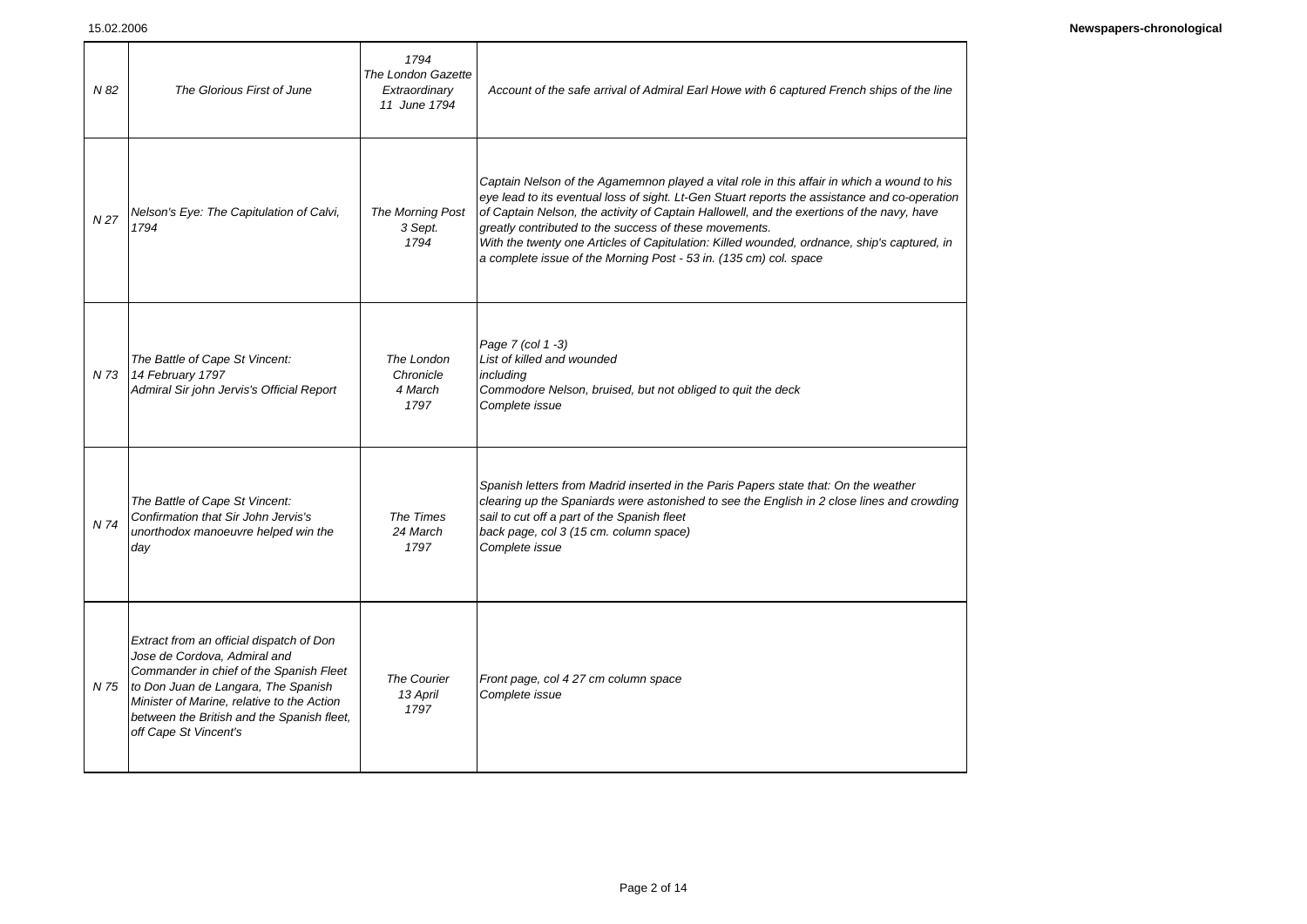| | | | |
|---|---|---|---|
| N 82 | The Glorious First of June | 1794<br>The London Gazette<br>Extraordinary<br>11 June 1794 | Account of the safe arrival of Admiral Earl Howe with 6 captured French ships of the line |
| N 27 | Nelson's Eye: The Capitulation of Calvi, 1794 | The Morning Post<br>3 Sept.<br>1794 | Captain Nelson of the Agamemnon played a vital role in this affair in which a wound to his eye lead to its eventual loss of sight. Lt-Gen Stuart reports the assistance and co-operation of Captain Nelson, the activity of Captain Hallowell, and the exertions of the navy, have greatly contributed to the success of these movements.<br>With the twenty one Articles of Capitulation: Killed wounded, ordnance, ship's captured, in a complete issue of the Morning Post - 53 in. (135 cm) col. space |
| N 73 | The Battle of Cape St Vincent:<br>14 February 1797<br>Admiral Sir john Jervis's Official Report | The London<br>Chronicle<br>4 March<br>1797 | Page 7 (col 1 -3)<br>List of killed and wounded<br>including<br>Commodore Nelson, bruised, but not obliged to quit the deck<br>Complete issue |
| N 74 | The Battle of Cape St Vincent:<br>Confirmation that Sir John Jervis's unorthodox manoeuvre helped win the day | The Times<br>24 March<br>1797 | Spanish letters from Madrid inserted in the Paris Papers state that: On the weather clearing up the Spaniards were astonished to see the English in 2 close lines and crowding sail to cut off a part of the Spanish fleet<br>back page, col 3 (15 cm. column space)<br>Complete issue |
| N 75 | Extract from an official dispatch of Don Jose de Cordova, Admiral and Commander in chief of the Spanish Fleet to Don Juan de Langara, The Spanish Minister of Marine, relative to the Action between the British and the Spanish fleet, off Cape St Vincent's | The Courier<br>13 April<br>1797 | Front page, col 4 27 cm column space<br>Complete issue |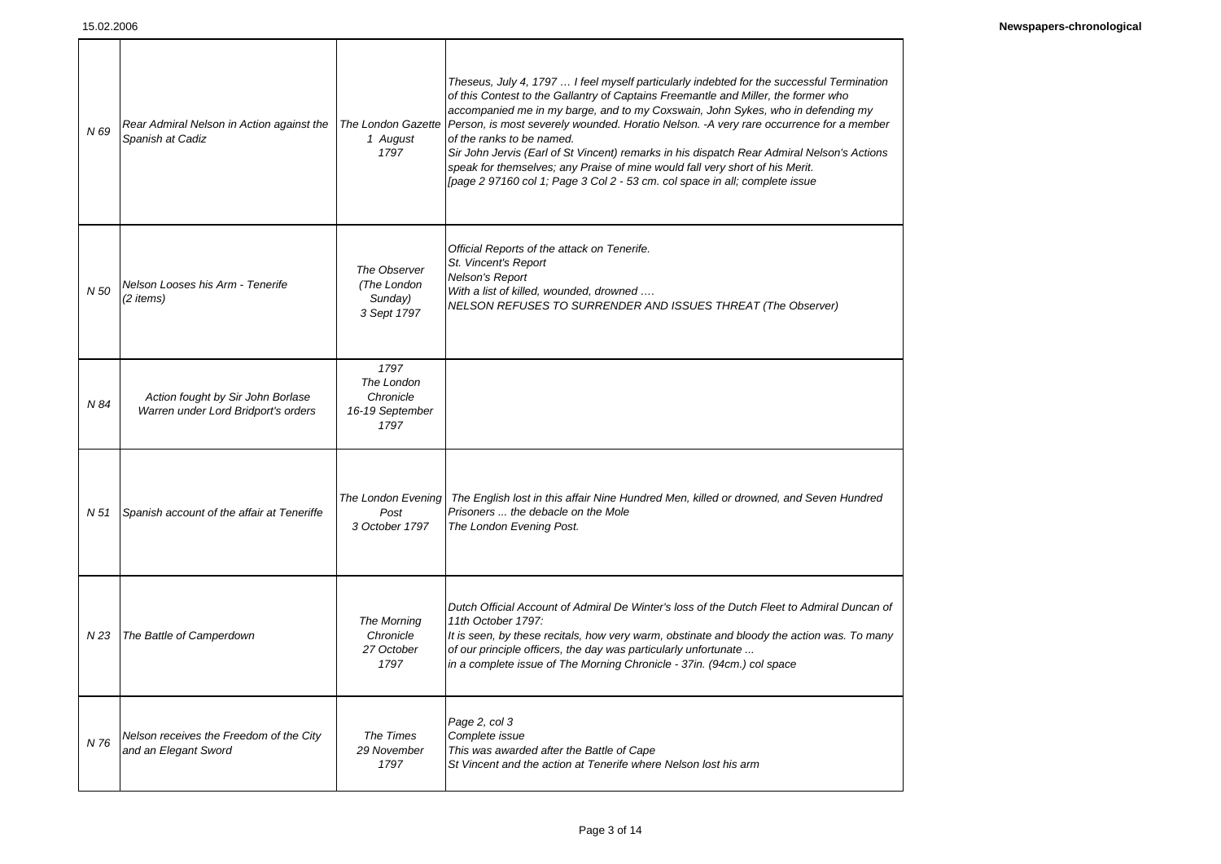| | | | |
|---|---|---|---|
| *N 69* | *Rear Admiral Nelson in Action against the Spanish at Cadiz* | *The London Gazette 1 August 1797* | *Theseus, July 4, 1797 … I feel myself particularly indebted for the successful Termination of this Contest to the Gallantry of Captains Freemantle and Miller, the former who accompanied me in my barge, and to my Coxswain, John Sykes, who in defending my Person, is most severely wounded. Horatio Nelson. -A very rare occurrence for a member of the ranks to be named.*<br>*Sir John Jervis (Earl of St Vincent) remarks in his dispatch Rear Admiral Nelson's Actions speak for themselves; any Praise of mine would fall very short of his Merit.*<br>*[page 2 97160 col 1; Page 3 Col 2 - 53 cm. col space in all; complete issue* |
| *N 50* | *Nelson Looses his Arm - Tenerife (2 items)* | *The Observer (The London Sunday) 3 Sept 1797* | *Official Reports of the attack on Tenerife.*<br>*St. Vincent's Report*<br>*Nelson's Report*<br>*With a list of killed, wounded, drowned ….*<br>*NELSON REFUSES TO SURRENDER AND ISSUES THREAT (The Observer)* |
| *N 84* | *Action fought by Sir John Borlase Warren under Lord Bridport's orders* | *1797 The London Chronicle 16-19 September 1797* | |
| *N 51* | *Spanish account of the affair at Teneriffe* | *The London Evening Post 3 October 1797* | *The English lost in this affair Nine Hundred Men, killed or drowned, and Seven Hundred Prisoners ... the debacle on the Mole*<br>*The London Evening Post.* |
| *N 23* | *The Battle of Camperdown* | *The Morning Chronicle 27 October 1797* | *Dutch Official Account of Admiral De Winter's loss of the Dutch Fleet to Admiral Duncan of 11th October 1797:*<br>*It is seen, by these recitals, how very warm, obstinate and bloody the action was. To many of our principle officers, the day was particularly unfortunate ...*<br>*in a complete issue of The Morning Chronicle - 37in. (94cm.) col space* |
| *N 76* | *Nelson receives the Freedom of the City and an Elegant Sword* | *The Times 29 November 1797* | *Page 2, col 3*<br>*Complete issue*<br>*This was awarded after the Battle of Cape St Vincent and the action at Tenerife where Nelson lost his arm* |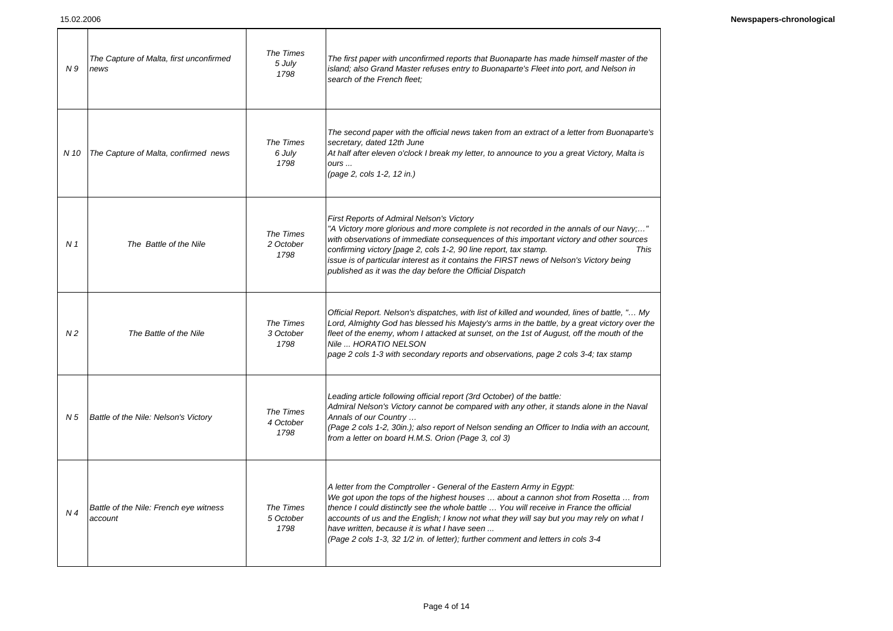| | | | |
|---|---|---|---|
| *N 9* | *The Capture of Malta, first unconfirmed news* | *The Times 5 July 1798* | *The first paper with unconfirmed reports that Buonaparte has made himself master of the island; also Grand Master refuses entry to Buonaparte's Fleet into port, and Nelson in search of the French fleet;* |
| *N 10* | *The Capture of Malta, confirmed news* | *The Times 6 July 1798* | *The second paper with the official news taken from an extract of a letter from Buonaparte's secretary, dated 12th June<br>At half after eleven o'clock I break my letter, to announce to you a great Victory, Malta is ours ...<br>(page 2, cols 1-2, 12 in.)* |
| *N 1* | *The Battle of the Nile* | *The Times 2 October 1798* | *First Reports of Admiral Nelson's Victory<br>"A Victory more glorious and more complete is not recorded in the annals of our Navy;…" with observations of immediate consequences of this important victory and other sources confirming victory [page 2, cols 1-2, 90 line report, tax stamp. This issue is of particular interest as it contains the FIRST news of Nelson's Victory being published as it was the day before the Official Dispatch* |
| *N 2* | *The Battle of the Nile* | *The Times 3 October 1798* | *Official Report. Nelson's dispatches, with list of killed and wounded, lines of battle, "… My Lord, Almighty God has blessed his Majesty's arms in the battle, by a great victory over the fleet of the enemy, whom I attacked at sunset, on the 1st of August, off the mouth of the Nile ... HORATIO NELSON<br>page 2 cols 1-3 with secondary reports and observations, page 2 cols 3-4; tax stamp* |
| *N 5* | *Battle of the Nile: Nelson's Victory* | *The Times 4 October 1798* | *Leading article following official report (3rd October) of the battle:<br>Admiral Nelson's Victory cannot be compared with any other, it stands alone in the Naval Annals of our Country …<br>(Page 2 cols 1-2, 30in.); also report of Nelson sending an Officer to India with an account, from a letter on board H.M.S. Orion (Page 3, col 3)* |
| *N 4* | *Battle of the Nile: French eye witness account* | *The Times 5 October 1798* | *A letter from the Comptroller - General of the Eastern Army in Egypt:<br>We got upon the tops of the highest houses … about a cannon shot from Rosetta … from thence I could distinctly see the whole battle … You will receive in France the official accounts of us and the English; I know not what they will say but you may rely on what I have written, because it is what I have seen ...<br>(Page 2 cols 1-3, 32 1/2 in. of letter); further comment and letters in cols 3-4* |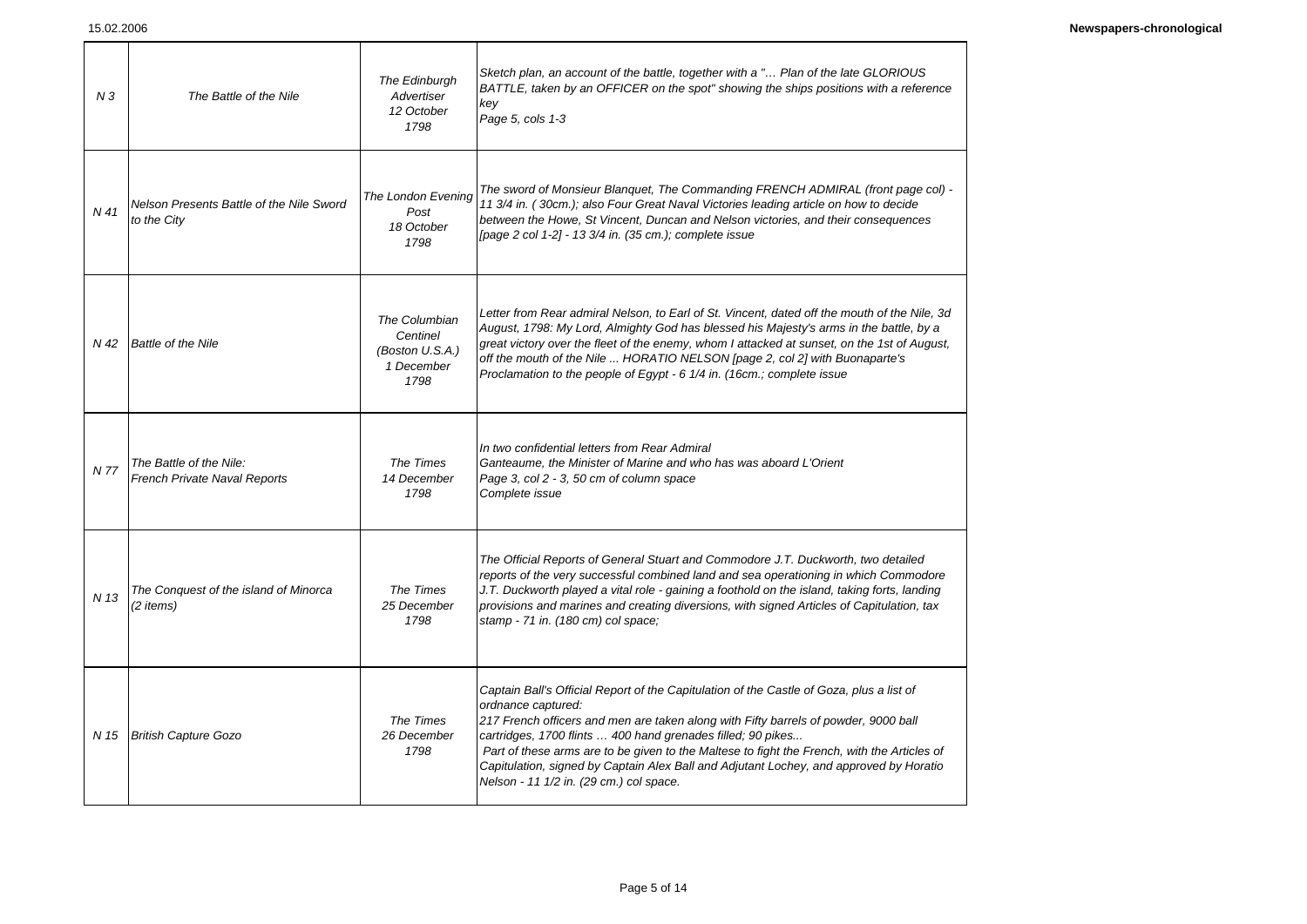| | | | |
|---|---|---|---|
| *N 3* | *The Battle of the Nile* | *The Edinburgh Advertiser 12 October 1798* | *Sketch plan, an account of the battle, together with a "… Plan of the late GLORIOUS BATTLE, taken by an OFFICER on the spot" showing the ships positions with a reference key Page 5, cols 1-3* |
| *N 41* | *Nelson Presents Battle of the Nile Sword to the City* | *The London Evening Post 18 October 1798* | *The sword of Monsieur Blanquet, The Commanding FRENCH ADMIRAL (front page col) - 11 3/4 in. ( 30cm.); also Four Great Naval Victories leading article on how to decide between the Howe, St Vincent, Duncan and Nelson victories, and their consequences [page 2 col 1-2] - 13 3/4 in. (35 cm.); complete issue* |
| *N 42* | *Battle of the Nile* | *The Columbian Centinel (Boston U.S.A.) 1 December 1798* | *Letter from Rear admiral Nelson, to Earl of St. Vincent, dated off the mouth of the Nile, 3d August, 1798: My Lord, Almighty God has blessed his Majesty's arms in the battle, by a great victory over the fleet of the enemy, whom I attacked at sunset, on the 1st of August, off the mouth of the Nile ... HORATIO NELSON [page 2, col 2] with Buonaparte's Proclamation to the people of Egypt - 6 1/4 in. (16cm.; complete issue* |
| *N 77* | *The Battle of the Nile: French Private Naval Reports* | *The Times 14 December 1798* | *In two confidential letters from Rear Admiral Ganteaume, the Minister of Marine and who has was aboard L'Orient Page 3, col 2 - 3, 50 cm of column space Complete issue* |
| *N 13* | *The Conquest of the island of Minorca (2 items)* | *The Times 25 December 1798* | *The Official Reports of General Stuart and Commodore J.T. Duckworth, two detailed reports of the very successful combined land and sea operationing in which Commodore J.T. Duckworth played a vital role - gaining a foothold on the island, taking forts, landing provisions and marines and creating diversions, with signed Articles of Capitulation, tax stamp - 71 in. (180 cm) col space;* |
| *N 15* | *British Capture Gozo* | *The Times 26 December 1798* | *Captain Ball's Official Report of the Capitulation of the Castle of Goza, plus a list of ordnance captured: 217 French officers and men are taken along with Fifty barrels of powder, 9000 ball cartridges, 1700 flints … 400 hand grenades filled; 90 pikes... Part of these arms are to be given to the Maltese to fight the French, with the Articles of Capitulation, signed by Captain Alex Ball and Adjutant Lochey, and approved by Horatio Nelson - 11 1/2 in. (29 cm.) col space.* |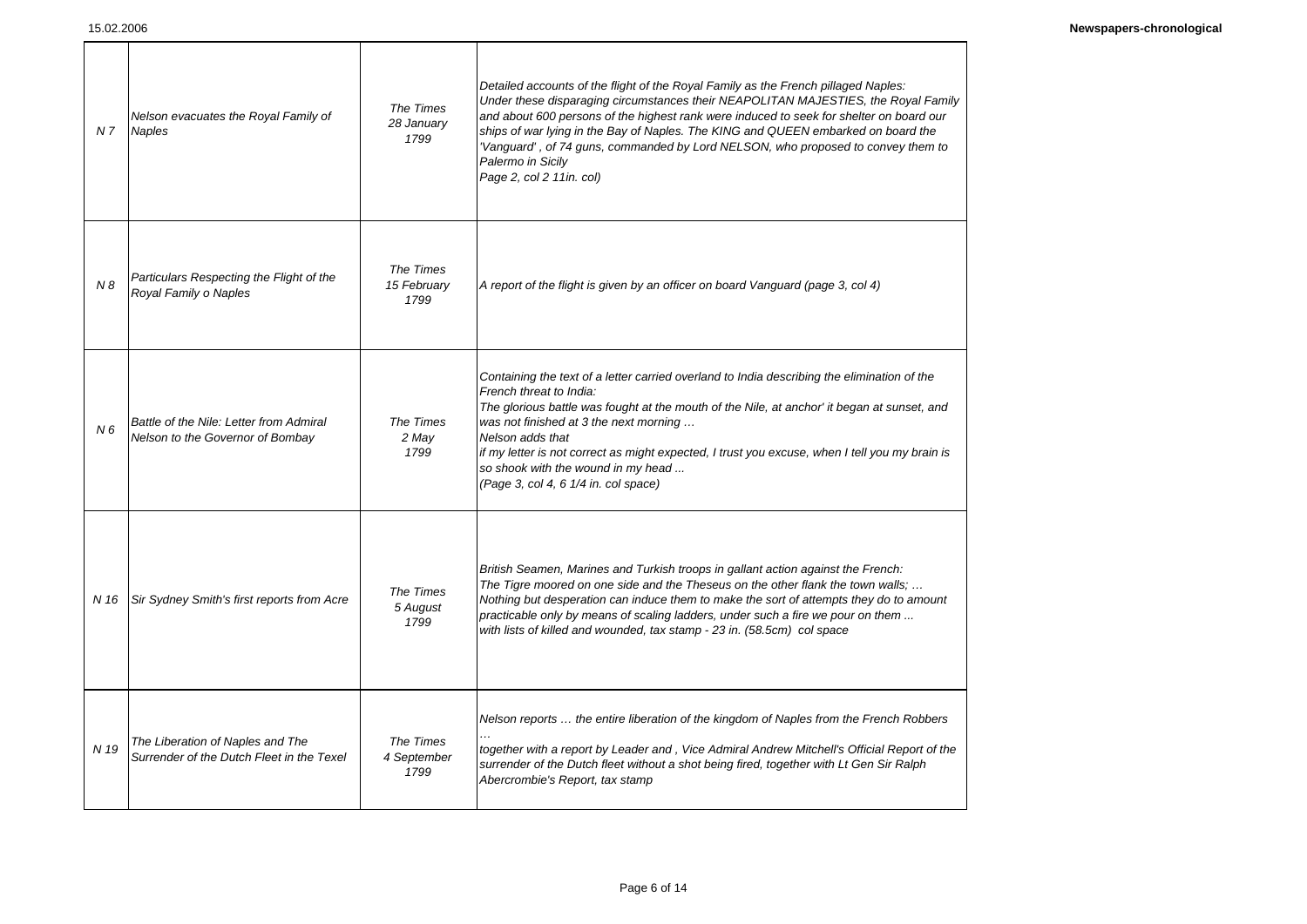| | | | |
|---|---|---|---|
| N 7 | Nelson evacuates the Royal Family of Naples | The Times 28 January 1799 | *Detailed accounts of the flight of the Royal Family as the French pillaged Naples: Under these disparaging circumstances their NEAPOLITAN MAJESTIES, the Royal Family and about 600 persons of the highest rank were induced to seek for shelter on board our ships of war lying in the Bay of Naples. The KING and QUEEN embarked on board the 'Vanguard' , of 74 guns, commanded by Lord NELSON, who proposed to convey them to Palermo in Sicily Page 2, col 2 11in. col)* |
| N 8 | Particulars Respecting the Flight of the Royal Family o Naples | The Times 15 February 1799 | *A report of the flight is given by an officer on board Vanguard (page 3, col 4)* |
| N 6 | Battle of the Nile: Letter from Admiral Nelson to the Governor of Bombay | The Times 2 May 1799 | *Containing the text of a letter carried overland to India describing the elimination of the French threat to India: The glorious battle was fought at the mouth of the Nile, at anchor' it began at sunset, and was not finished at 3 the next morning … Nelson adds that if my letter is not correct as might expected, I trust you excuse, when I tell you my brain is so shook with the wound in my head ... (Page 3, col 4, 6 1/4 in. col space)* |
| N 16 | Sir Sydney Smith's first reports from Acre | The Times 5 August 1799 | *British Seamen, Marines and Turkish troops in gallant action against the French: The Tigre moored on one side and the Theseus on the other flank the town walls; … Nothing but desperation can induce them to make the sort of attempts they do to amount practicable only by means of scaling ladders, under such a fire we pour on them ... with lists of killed and wounded, tax stamp - 23 in. (58.5cm) col space* |
| N 19 | The Liberation of Naples and The Surrender of the Dutch Fleet in the Texel | The Times 4 September 1799 | *Nelson reports … the entire liberation of the kingdom of Naples from the French Robbers … together with a report by Leader and , Vice Admiral Andrew Mitchell's Official Report of the surrender of the Dutch fleet without a shot being fired, together with Lt Gen Sir Ralph Abercrombie's Report, tax stamp* |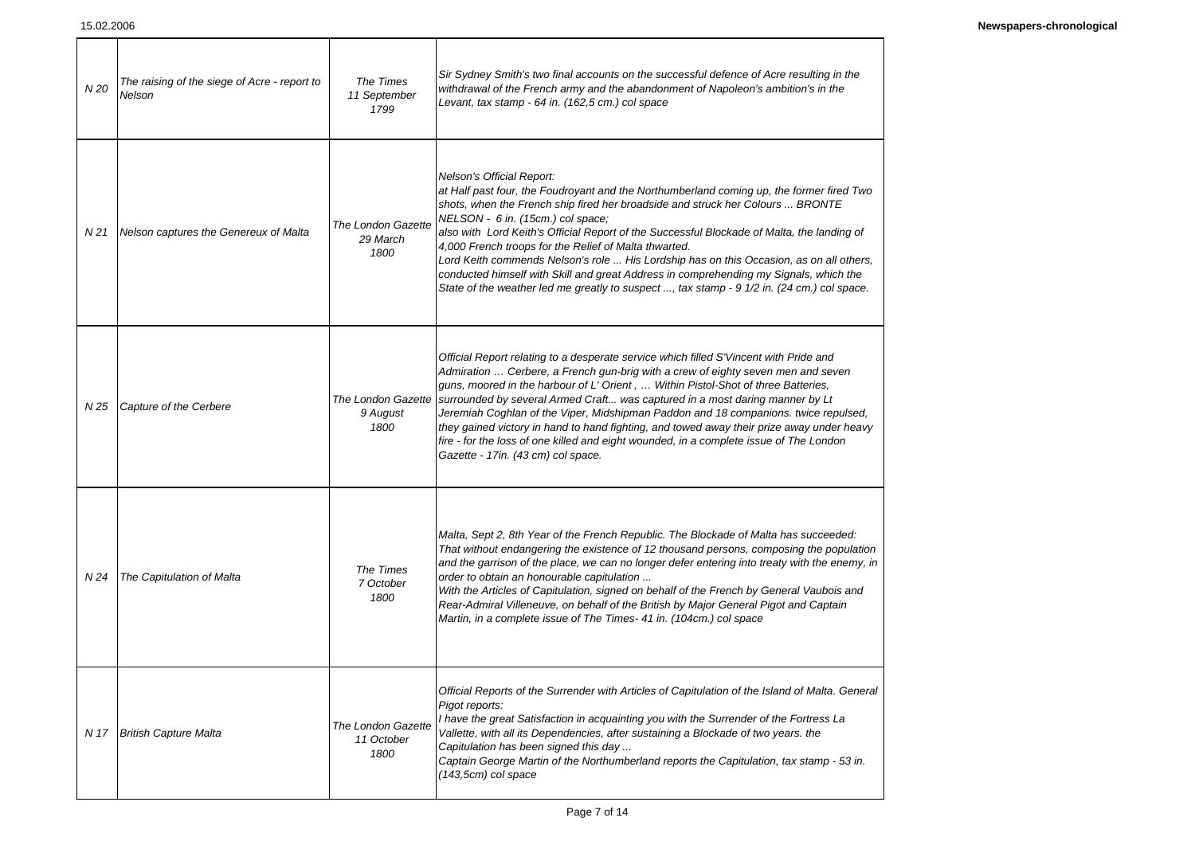| | | | |
|---|---|---|---|
| N 20 | The raising of the siege of Acre - report to Nelson | The Times 11 September 1799 | Sir Sydney Smith's two final accounts on the successful defence of Acre resulting in the withdrawal of the French army and the abandonment of Napoleon's ambition's in the Levant, tax stamp - 64 in. (162,5 cm.) col space |
| N 21 | Nelson captures the Genereux of Malta | The London Gazette 29 March 1800 | Nelson's Official Report: at Half past four, the Foudroyant and the Northumberland coming up, the former fired Two shots, when the French ship fired her broadside and struck her Colours ... BRONTE NELSON - 6 in. (15cm.) col space; also with Lord Keith's Official Report of the Successful Blockade of Malta, the landing of 4,000 French troops for the Relief of Malta thwarted. Lord Keith commends Nelson's role ... His Lordship has on this Occasion, as on all others, conducted himself with Skill and great Address in comprehending my Signals, which the State of the weather led me greatly to suspect ..., tax stamp - 9 1/2 in. (24 cm.) col space. |
| N 25 | Capture of the Cerbere | The London Gazette 9 August 1800 | Official Report relating to a desperate service which filled S'Vincent with Pride and Admiration … Cerbere, a French gun-brig with a crew of eighty seven men and seven guns, moored in the harbour of L' Orient , … Within Pistol-Shot of three Batteries, surrounded by several Armed Craft... was captured in a most daring manner by Lt Jeremiah Coghlan of the Viper, Midshipman Paddon and 18 companions. twice repulsed, they gained victory in hand to hand fighting, and towed away their prize away under heavy fire - for the loss of one killed and eight wounded, in a complete issue of The London Gazette - 17in. (43 cm) col space. |
| N 24 | The Capitulation of Malta | The Times 7 October 1800 | Malta, Sept 2, 8th Year of the French Republic. The Blockade of Malta has succeeded: That without endangering the existence of 12 thousand persons, composing the population and the garrison of the place, we can no longer defer entering into treaty with the enemy, in order to obtain an honourable capitulation ... With the Articles of Capitulation, signed on behalf of the French by General Vaubois and Rear-Admiral Villeneuve, on behalf of the British by Major General Pigot and Captain Martin, in a complete issue of The Times- 41 in. (104cm.) col space |
| N 17 | British Capture Malta | The London Gazette 11 October 1800 | Official Reports of the Surrender with Articles of Capitulation of the Island of Malta. General Pigot reports: I have the great Satisfaction in acquainting you with the Surrender of the Fortress La Vallette, with all its Dependencies, after sustaining a Blockade of two years. the Capitulation has been signed this day ... Captain George Martin of the Northumberland reports the Capitulation, tax stamp - 53 in. (143,5cm) col space |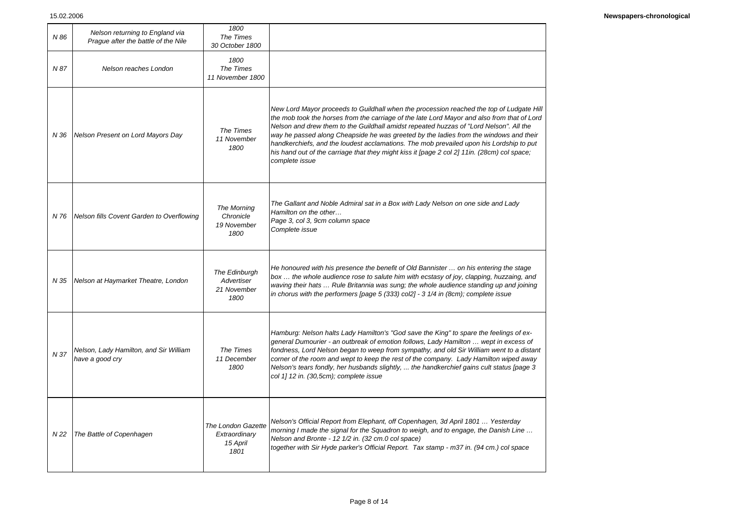| N 86 | Nelson returning to England via Prague after the battle of the Nile | 1800<br>The Times<br>30 October 1800 | |
|---|---|---|---|
| N 87 | Nelson reaches London | 1800<br>The Times<br>11 November 1800 | |
| N 36 | Nelson Present on Lord Mayors Day | The Times<br>11 November 1800 | New Lord Mayor proceeds to Guildhall when the procession reached the top of Ludgate Hill the mob took the horses from the carriage of the late Lord Mayor and also from that of Lord Nelson and drew them to the Guildhall amidst repeated huzzas of "Lord Nelson". All the way he passed along Cheapside he was greeted by the ladies from the windows and their handkerchiefs, and the loudest acclamations. The mob prevailed upon his Lordship to put his hand out of the carriage that they might kiss it [page 2 col 2] 11in. (28cm) col space; complete issue |
| N 76 | Nelson fills Covent Garden to Overflowing | The Morning Chronicle<br>19 November 1800 | The Gallant and Noble Admiral sat in a Box with Lady Nelson on one side and Lady Hamilton on the other…<br>Page 3, col 3, 9cm column space<br>Complete issue |
| N 35 | Nelson at Haymarket Theatre, London | The Edinburgh Advertiser<br>21 November 1800 | He honoured with his presence the benefit of Old Bannister … on his entering the stage box … the whole audience rose to salute him with ecstasy of joy, clapping, huzzaing, and waving their hats … Rule Britannia was sung; the whole audience standing up and joining in chorus with the performers [page 5 (333) col2] - 3 1/4 in (8cm); complete issue |
| N 37 | Nelson, Lady Hamilton, and Sir William have a good cry | The Times<br>11 December 1800 | Hamburg: Nelson halts Lady Hamilton's "God save the King" to spare the feelings of ex-general Dumourier - an outbreak of emotion follows, Lady Hamilton … wept in excess of fondness, Lord Nelson began to weep from sympathy, and old Sir William went to a distant corner of the room and wept to keep the rest of the company. Lady Hamilton wiped away Nelson's tears fondly, her husbands slightly, ... the handkerchief gains cult status [page 3 col 1] 12 in. (30,5cm); complete issue |
| N 22 | The Battle of Copenhagen | The London Gazette Extraordinary<br>15 April 1801 | Nelson's Official Report from Elephant, off Copenhagen, 3d April 1801 … Yesterday morning I made the signal for the Squadron to weigh, and to engage, the Danish Line … Nelson and Bronte - 12 1/2 in. (32 cm.0 col space)<br>together with Sir Hyde parker's Official Report. Tax stamp - m37 in. (94 cm.) col space |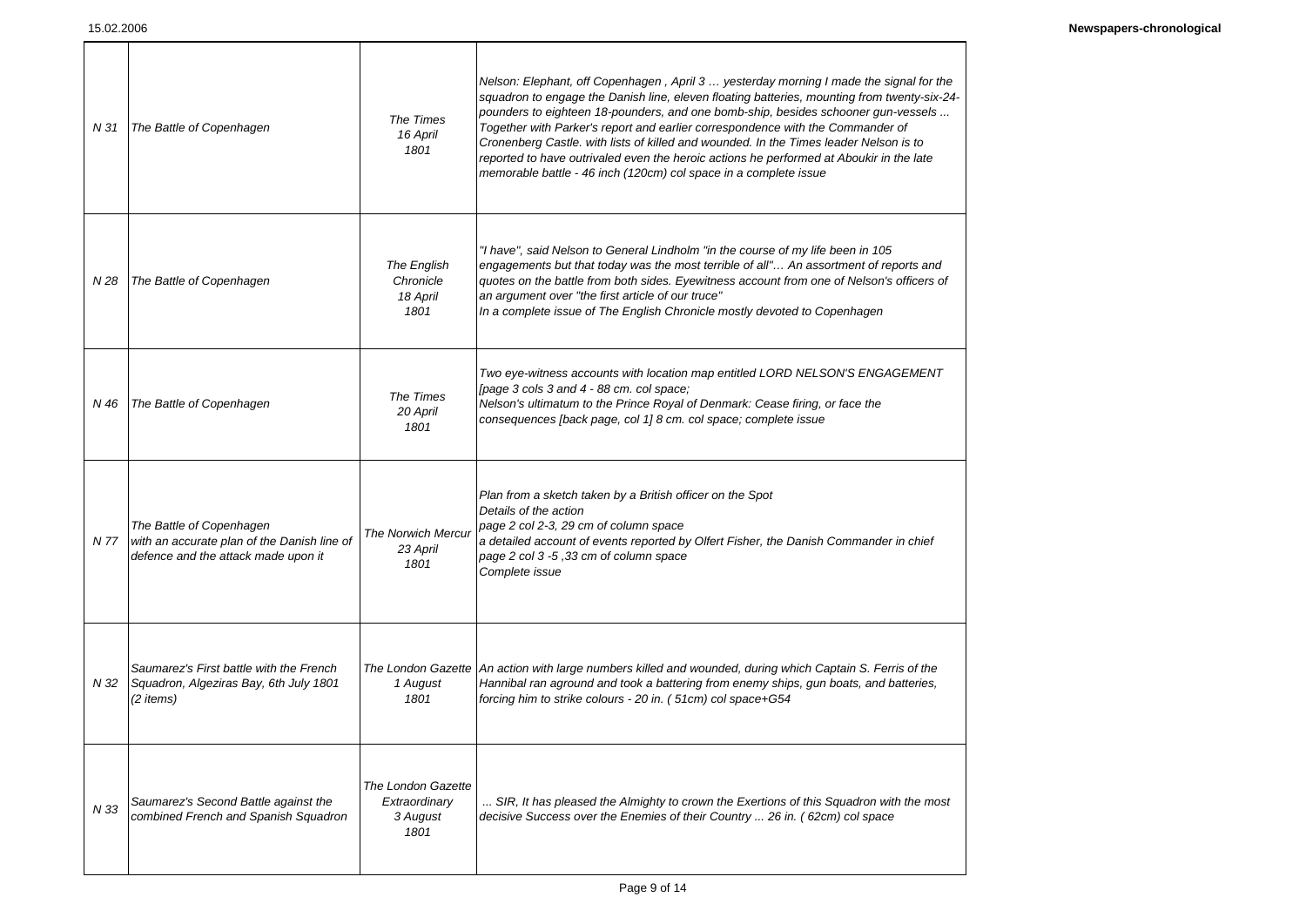| | | | |
|---|---|---|---|
| N 31 | The Battle of Copenhagen | *The Times*<br>*16 April*<br>*1801* | *Nelson: Elephant, off Copenhagen , April 3 … yesterday morning I made the signal for the squadron to engage the Danish line, eleven floating batteries, mounting from twenty-six-24-pounders to eighteen 18-pounders, and one bomb-ship, besides schooner gun-vessels ... Together with Parker's report and earlier correspondence with the Commander of Cronenberg Castle. with lists of killed and wounded. In the Times leader Nelson is to reported to have outrivaled even the heroic actions he performed at Aboukir in the late memorable battle - 46 inch (120cm) col space in a complete issue* |
| N 28 | The Battle of Copenhagen | *The English Chronicle*<br>*18 April*<br>*1801* | *"I have", said Nelson to General Lindholm "in the course of my life been in 105 engagements but that today was the most terrible of all"… An assortment of reports and quotes on the battle from both sides. Eyewitness account from one of Nelson's officers of an argument over "the first article of our truce"*<br>*In a complete issue of The English Chronicle mostly devoted to Copenhagen* |
| N 46 | The Battle of Copenhagen | *The Times*<br>*20 April*<br>*1801* | *Two eye-witness accounts with location map entitled LORD NELSON'S ENGAGEMENT [page 3 cols 3 and 4 - 88 cm. col space;*<br>*Nelson's ultimatum to the Prince Royal of Denmark: Cease firing, or face the consequences [back page, col 1] 8 cm. col space; complete issue* |
| N 77 | The Battle of Copenhagen<br>with an accurate plan of the Danish line of defence and the attack made upon it | *The Norwich Mercur*<br>*23 April*<br>*1801* | *Plan from a sketch taken by a British officer on the Spot*<br>*Details of the action*<br>*page 2 col 2-3, 29 cm of column space*<br>*a detailed account of events reported by Olfert Fisher, the Danish Commander in chief*<br>*page 2 col 3 -5 ,33 cm of column space*<br>*Complete issue* |
| N 32 | Saumarez's First battle with the French Squadron, Algeziras Bay, 6th July 1801 (2 items) | *The London Gazette*<br>*1 August*<br>*1801* | *An action with large numbers killed and wounded, during which Captain S. Ferris of the Hannibal ran aground and took a battering from enemy ships, gun boats, and batteries, forcing him to strike colours - 20 in. ( 51cm) col space+G54* |
| N 33 | Saumarez's Second Battle against the combined French and Spanish Squadron | *The London Gazette Extraordinary*<br>*3 August*<br>*1801* | *... SIR, It has pleased the Almighty to crown the Exertions of this Squadron with the most decisive Success over the Enemies of their Country ... 26 in. ( 62cm) col space* |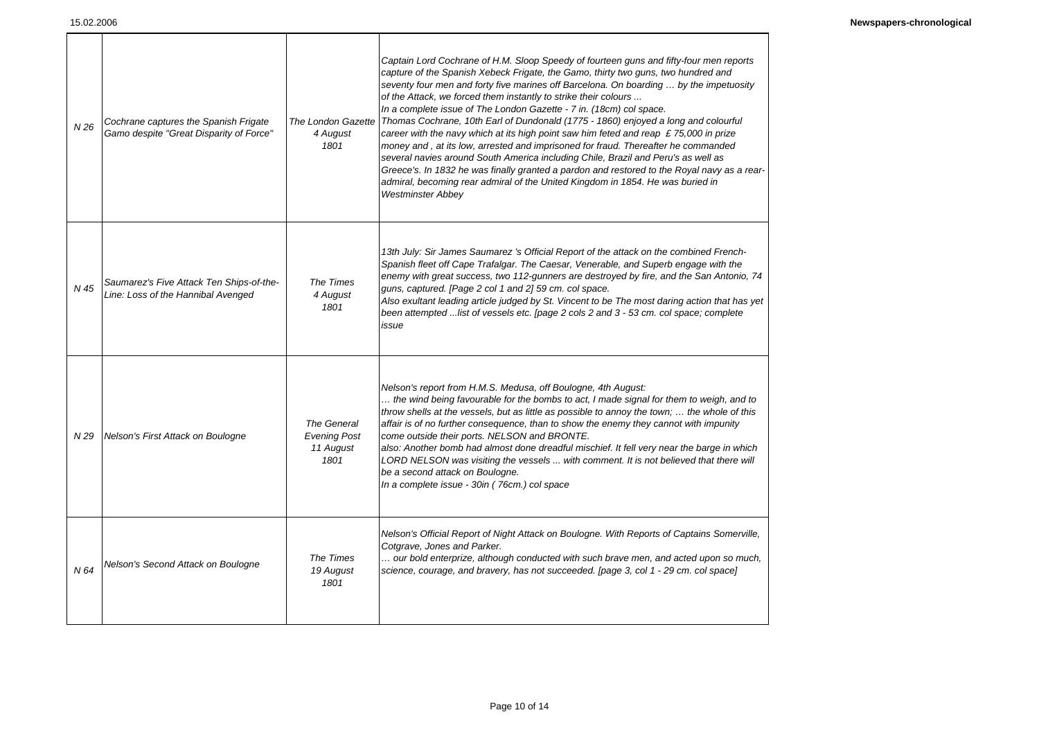| | | | |
|---|---|---|---|
| N 26 | *Cochrane captures the Spanish Frigate Gamo despite "Great Disparity of Force"* | *The London Gazette 4 August 1801* | *Captain Lord Cochrane of H.M. Sloop Speedy of fourteen guns and fifty-four men reports capture of the Spanish Xebeck Frigate, the Gamo, thirty two guns, two hundred and seventy four men and forty five marines off Barcelona. On boarding … by the impetuosity of the Attack, we forced them instantly to strike their colours ...<br>In a complete issue of The London Gazette - 7 in. (18cm) col space.<br>Thomas Cochrane, 10th Earl of Dundonald (1775 - 1860) enjoyed a long and colourful career with the navy which at its high point saw him feted and reap £ 75,000 in prize money and , at its low, arrested and imprisoned for fraud. Thereafter he commanded several navies around South America including Chile, Brazil and Peru's as well as Greece's. In 1832 he was finally granted a pardon and restored to the Royal navy as a rear-admiral, becoming rear admiral of the United Kingdom in 1854. He was buried in Westminster Abbey* |
| N 45 | *Saumarez's Five Attack Ten Ships-of-the-Line: Loss of the Hannibal Avenged* | *The Times 4 August 1801* | *13th July: Sir James Saumarez 's Official Report of the attack on the combined French-Spanish fleet off Cape Trafalgar. The Caesar, Venerable, and Superb engage with the enemy with great success, two 112-gunners are destroyed by fire, and the San Antonio, 74 guns, captured. [Page 2 col 1 and 2] 59 cm. col space.<br>Also exultant leading article judged by St. Vincent to be The most daring action that has yet been attempted ...list of vessels etc. [page 2 cols 2 and 3 - 53 cm. col space; complete issue* |
| N 29 | *Nelson's First Attack on Boulogne* | *The General Evening Post 11 August 1801* | *Nelson's report from H.M.S. Medusa, off Boulogne, 4th August:<br>… the wind being favourable for the bombs to act, I made signal for them to weigh, and to throw shells at the vessels, but as little as possible to annoy the town; … the whole of this affair is of no further consequence, than to show the enemy they cannot with impunity come outside their ports. NELSON and BRONTE.<br>also: Another bomb had almost done dreadful mischief. It fell very near the barge in which LORD NELSON was visiting the vessels ... with comment. It is not believed that there will be a second attack on Boulogne.<br>In a complete issue - 30in ( 76cm.) col space* |
| N 64 | *Nelson's Second Attack on Boulogne* | *The Times 19 August 1801* | *Nelson's Official Report of Night Attack on Boulogne. With Reports of Captains Somerville, Cotgrave, Jones and Parker.<br>… our bold enterprize, although conducted with such brave men, and acted upon so much, science, courage, and bravery, has not succeeded. [page 3, col 1 - 29 cm. col space]* |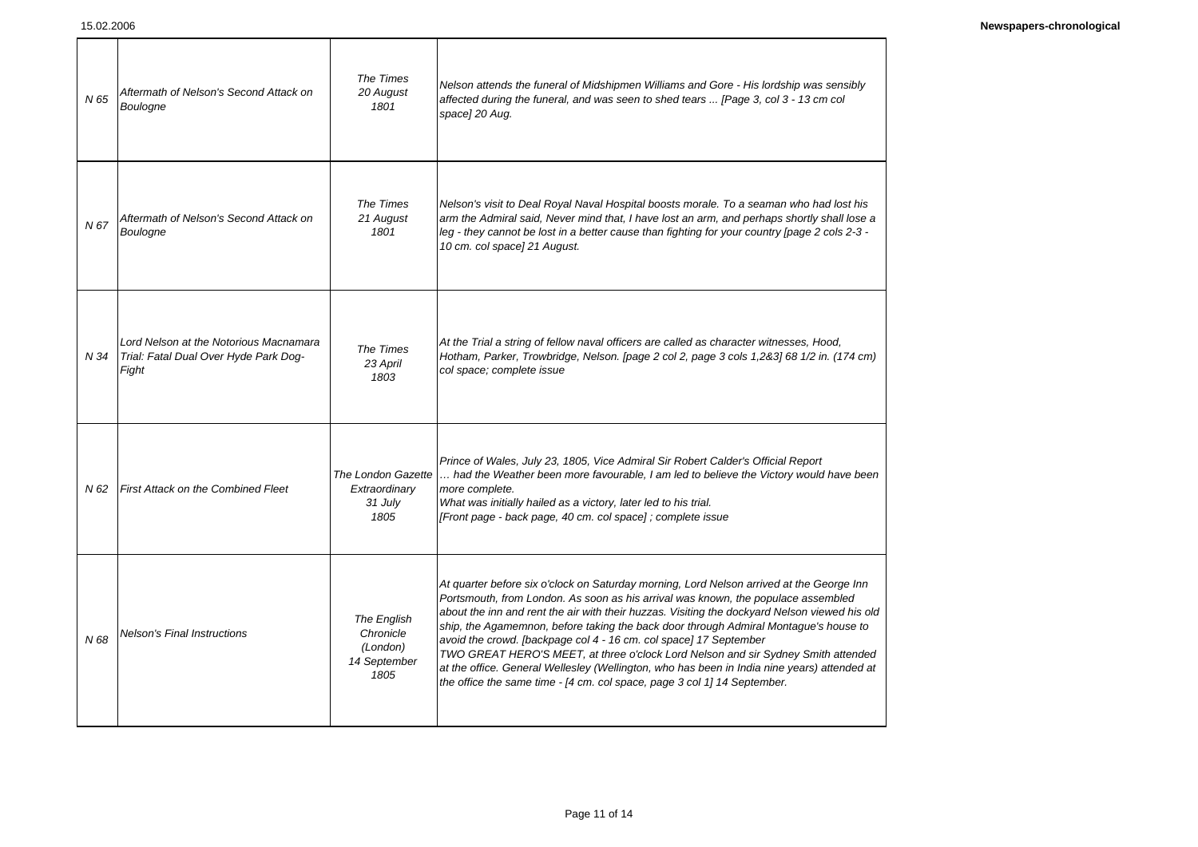| | | | |
|---|---|---|---|
| *N 65* | *Aftermath of Nelson's Second Attack on Boulogne* | *The Times 20 August 1801* | *Nelson attends the funeral of Midshipmen Williams and Gore - His lordship was sensibly affected during the funeral, and was seen to shed tears ... [Page 3, col 3 - 13 cm col space] 20 Aug.* |
| *N 67* | *Aftermath of Nelson's Second Attack on Boulogne* | *The Times 21 August 1801* | *Nelson's visit to Deal Royal Naval Hospital boosts morale. To a seaman who had lost his arm the Admiral said, Never mind that, I have lost an arm, and perhaps shortly shall lose a leg - they cannot be lost in a better cause than fighting for your country [page 2 cols 2-3 - 10 cm. col space] 21 August.* |
| *N 34* | *Lord Nelson at the Notorious Macnamara Trial: Fatal Dual Over Hyde Park Dog-Fight* | *The Times 23 April 1803* | *At the Trial a string of fellow naval officers are called as character witnesses, Hood, Hotham, Parker, Trowbridge, Nelson. [page 2 col 2, page 3 cols 1,2&3] 68 1/2 in. (174 cm) col space; complete issue* |
| *N 62* | *First Attack on the Combined Fleet* | *The London Gazette Extraordinary 31 July 1805* | *Prince of Wales, July 23, 1805, Vice Admiral Sir Robert Calder's Official Report … had the Weather been more favourable, I am led to believe the Victory would have been more complete.<br>What was initially hailed as a victory, later led to his trial.<br>[Front page - back page, 40 cm. col space] ; complete issue* |
| *N 68* | *Nelson's Final Instructions* | *The English Chronicle (London) 14 September 1805* | *At quarter before six o'clock on Saturday morning, Lord Nelson arrived at the George Inn Portsmouth, from London. As soon as his arrival was known, the populace assembled about the inn and rent the air with their huzzas. Visiting the dockyard Nelson viewed his old ship, the Agamemnon, before taking the back door through Admiral Montague's house to avoid the crowd. [backpage col 4 - 16 cm. col space] 17 September<br>TWO GREAT HERO'S MEET, at three o'clock Lord Nelson and sir Sydney Smith attended at the office. General Wellesley (Wellington, who has been in India nine years) attended at the office the same time - [4 cm. col space, page 3 col 1] 14 September.* |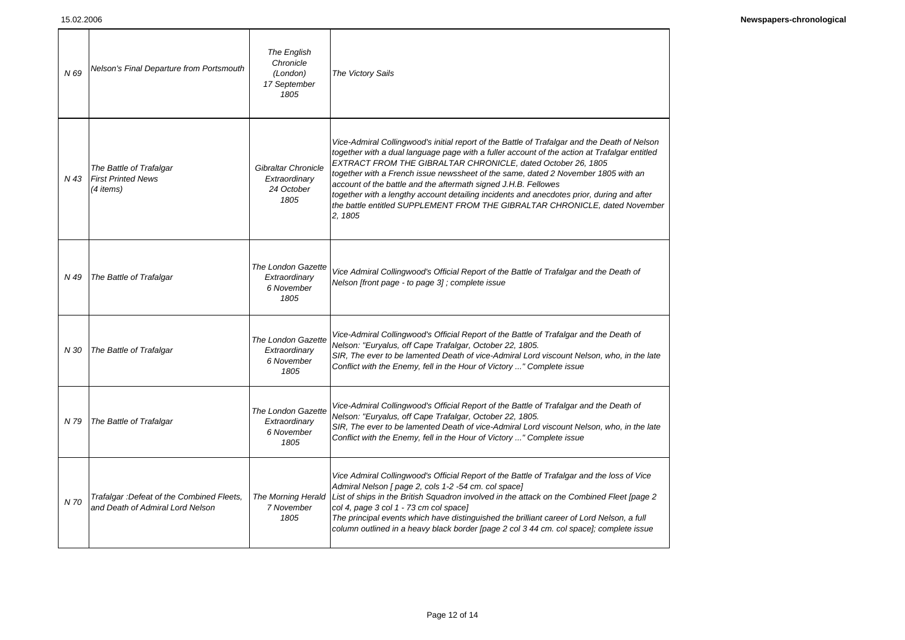| | | | |
|---|---|---|---|
| *N 69* | *Nelson's Final Departure from Portsmouth* | *The English Chronicle (London) 17 September 1805* | *The Victory Sails* |
| *N 43* | *The Battle of Trafalgar First Printed News (4 items)* | *Gibraltar Chronicle Extraordinary 24 October 1805* | *Vice-Admiral Collingwood's initial report of the Battle of Trafalgar and the Death of Nelson together with a dual language page with a fuller account of the action at Trafalgar entitled EXTRACT FROM THE GIBRALTAR CHRONICLE, dated October 26, 1805 together with a French issue newssheet of the same, dated 2 November 1805 with an account of the battle and the aftermath signed J.H.B. Fellowes together with a lengthy account detailing incidents and anecdotes prior, during and after the battle entitled SUPPLEMENT FROM THE GIBRALTAR CHRONICLE, dated November 2, 1805* |
| *N 49* | *The Battle of Trafalgar* | *The London Gazette Extraordinary 6 November 1805* | *Vice Admiral Collingwood's Official Report of the Battle of Trafalgar and the Death of Nelson [front page - to page 3] ; complete issue* |
| *N 30* | *The Battle of Trafalgar* | *The London Gazette Extraordinary 6 November 1805* | *Vice-Admiral Collingwood's Official Report of the Battle of Trafalgar and the Death of Nelson: "Euryalus, off Cape Trafalgar, October 22, 1805. SIR, The ever to be lamented Death of vice-Admiral Lord viscount Nelson, who, in the late Conflict with the Enemy, fell in the Hour of Victory ..." Complete issue* |
| *N 79* | *The Battle of Trafalgar* | *The London Gazette Extraordinary 6 November 1805* | *Vice-Admiral Collingwood's Official Report of the Battle of Trafalgar and the Death of Nelson: "Euryalus, off Cape Trafalgar, October 22, 1805. SIR, The ever to be lamented Death of vice-Admiral Lord viscount Nelson, who, in the late Conflict with the Enemy, fell in the Hour of Victory ..." Complete issue* |
| *N 70* | *Trafalgar :Defeat of the Combined Fleets, and Death of Admiral Lord Nelson* | *The Morning Herald 7 November 1805* | *Vice Admiral Collingwood's Official Report of the Battle of Trafalgar and the loss of Vice Admiral Nelson [ page 2, cols 1-2 -54 cm. col space] List of ships in the British Squadron involved in the attack on the Combined Fleet [page 2 col 4, page 3 col 1 - 73 cm col space] The principal events which have distinguished the brilliant career of Lord Nelson, a full column outlined in a heavy black border [page 2 col 3 44 cm. col space]; complete issue* |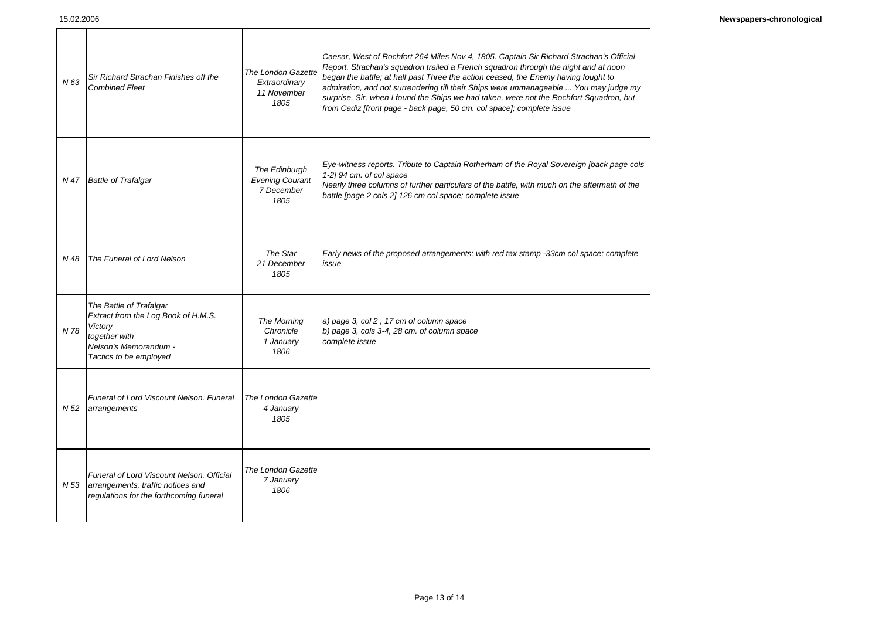| | | | |
|---|---|---|---|
| N 63 | Sir Richard Strachan Finishes off the Combined Fleet | The London Gazette Extraordinary 11 November 1805 | Caesar, West of Rochfort 264 Miles Nov 4, 1805. Captain Sir Richard Strachan's Official Report. Strachan's squadron trailed a French squadron through the night and at noon began the battle; at half past Three the action ceased, the Enemy having fought to admiration, and not surrendering till their Ships were unmanageable ... You may judge my surprise, Sir, when I found the Ships we had taken, were not the Rochfort Squadron, but from Cadiz [front page - back page, 50 cm. col space]; complete issue |
| N 47 | Battle of Trafalgar | The Edinburgh Evening Courant 7 December 1805 | Eye-witness reports. Tribute to Captain Rotherham of the Royal Sovereign [back page cols 1-2] 94 cm. of col space<br>Nearly three columns of further particulars of the battle, with much on the aftermath of the battle [page 2 cols 2] 126 cm col space; complete issue |
| N 48 | The Funeral of Lord Nelson | The Star 21 December 1805 | Early news of the proposed arrangements; with red tax stamp -33cm col space; complete issue |
| N 78 | The Battle of Trafalgar<br>Extract from the Log Book of H.M.S. Victory<br>together with<br>Nelson's Memorandum -<br>Tactics to be employed | The Morning Chronicle 1 January 1806 | a) page 3, col 2 , 17 cm of column space<br>b) page 3, cols 3-4, 28 cm. of column space<br>complete issue |
| N 52 | Funeral of Lord Viscount Nelson. Funeral arrangements | The London Gazette 4 January 1805 | |
| N 53 | Funeral of Lord Viscount Nelson. Official arrangements, traffic notices and regulations for the forthcoming funeral | The London Gazette 7 January 1806 | |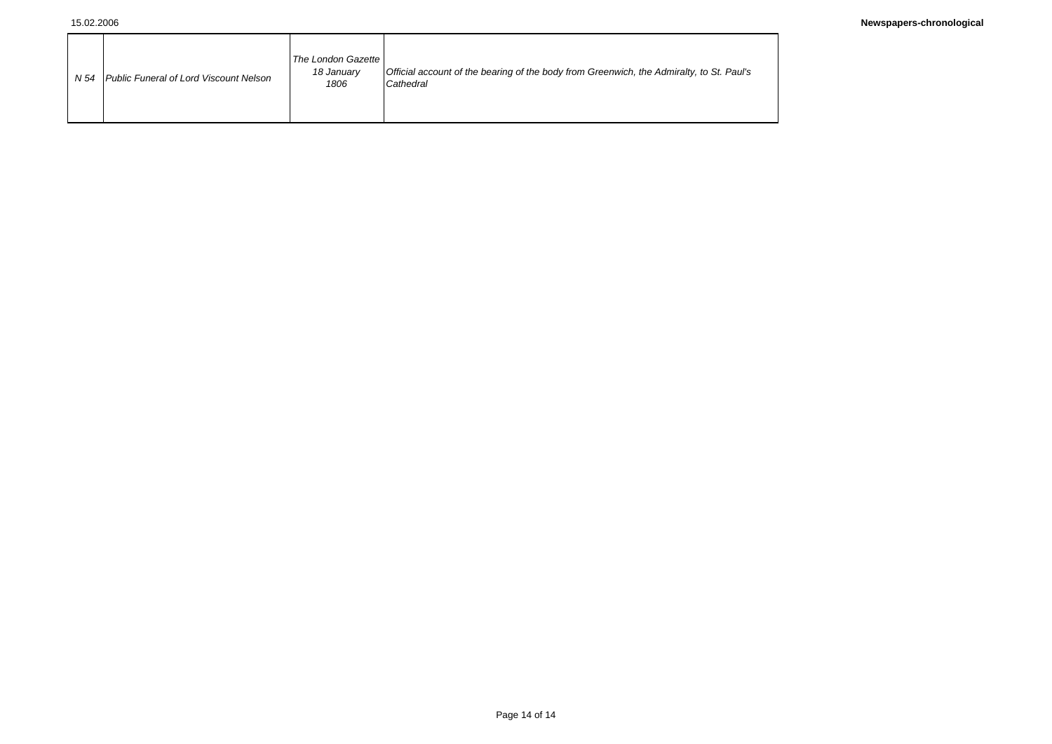| | | | |
|---|---|---|---|
| *N 54* | *Public Funeral of Lord Viscount Nelson* | *The London Gazette 18 January 1806* | *Official account of the bearing of the body from Greenwich, the Admiralty, to St. Paul's Cathedral* |